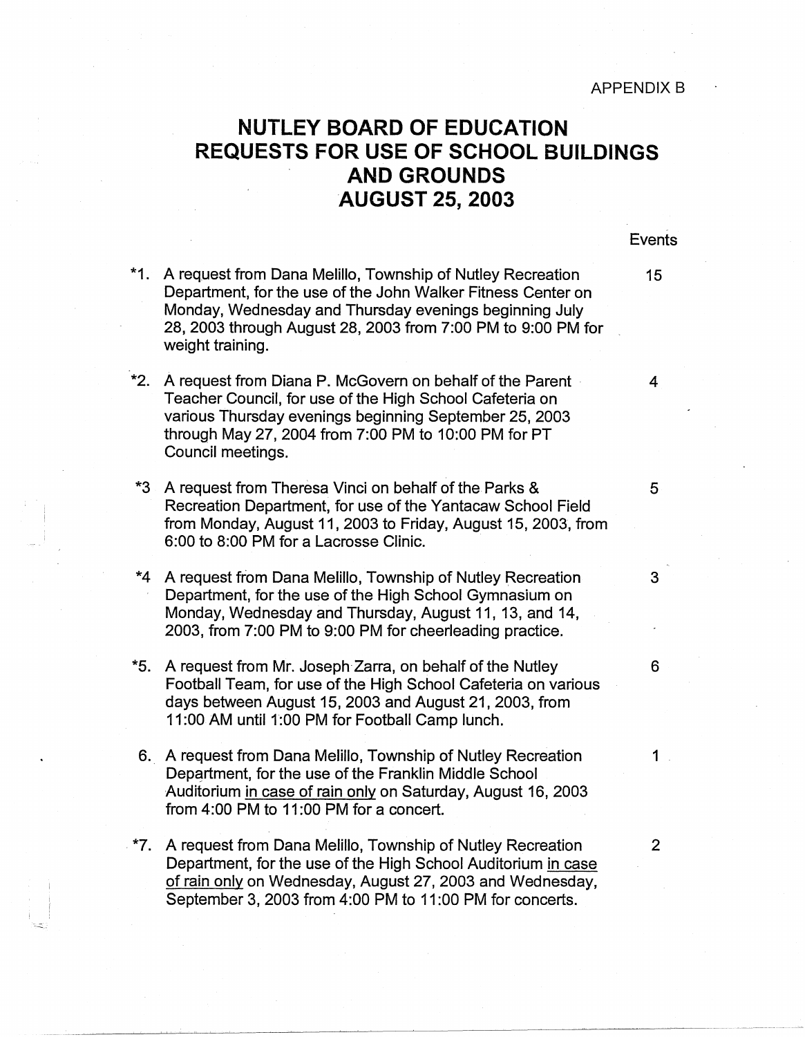APPENDIX B

# NUTLEY BOARD OF EDUCATION
# REQUESTS FOR USE OF SCHOOL BUILDINGS AND GROUNDS
# AUGUST 25, 2003

| | Request | Events |
|---|---|---|
| *1. | A request from Dana Melillo, Township of Nutley Recreation Department, for the use of the John Walker Fitness Center on Monday, Wednesday and Thursday evenings beginning July 28, 2003 through August 28, 2003 from 7:00 PM to 9:00 PM for weight training. | 15 |
| *2. | A request from Diana P. McGovern on behalf of the Parent Teacher Council, for use of the High School Cafeteria on various Thursday evenings beginning September 25, 2003 through May 27, 2004 from 7:00 PM to 10:00 PM for PT Council meetings. | 4 |
| *3 | A request from Theresa Vinci on behalf of the Parks & Recreation Department, for use of the Yantacaw School Field from Monday, August 11, 2003 to Friday, August 15, 2003, from 6:00 to 8:00 PM for a Lacrosse Clinic. | 5 |
| *4 | A request from Dana Melillo, Township of Nutley Recreation Department, for the use of the High School Gymnasium on Monday, Wednesday and Thursday, August 11, 13, and 14, 2003, from 7:00 PM to 9:00 PM for cheerleading practice. | 3 |
| *5. | A request from Mr. Joseph Zarra, on behalf of the Nutley Football Team, for use of the High School Cafeteria on various days between August 15, 2003 and August 21, 2003, from 11:00 AM until 1:00 PM for Football Camp lunch. | 6 |
| 6. | A request from Dana Melillo, Township of Nutley Recreation Department, for the use of the Franklin Middle School Auditorium <u>in case of rain only</u> on Saturday, August 16, 2003 from 4:00 PM to 11:00 PM for a concert. | 1 |
| *7. | A request from Dana Melillo, Township of Nutley Recreation Department, for the use of the High School Auditorium <u>in case of rain only</u> on Wednesday, August 27, 2003 and Wednesday, September 3, 2003 from 4:00 PM to 11:00 PM for concerts. | 2 |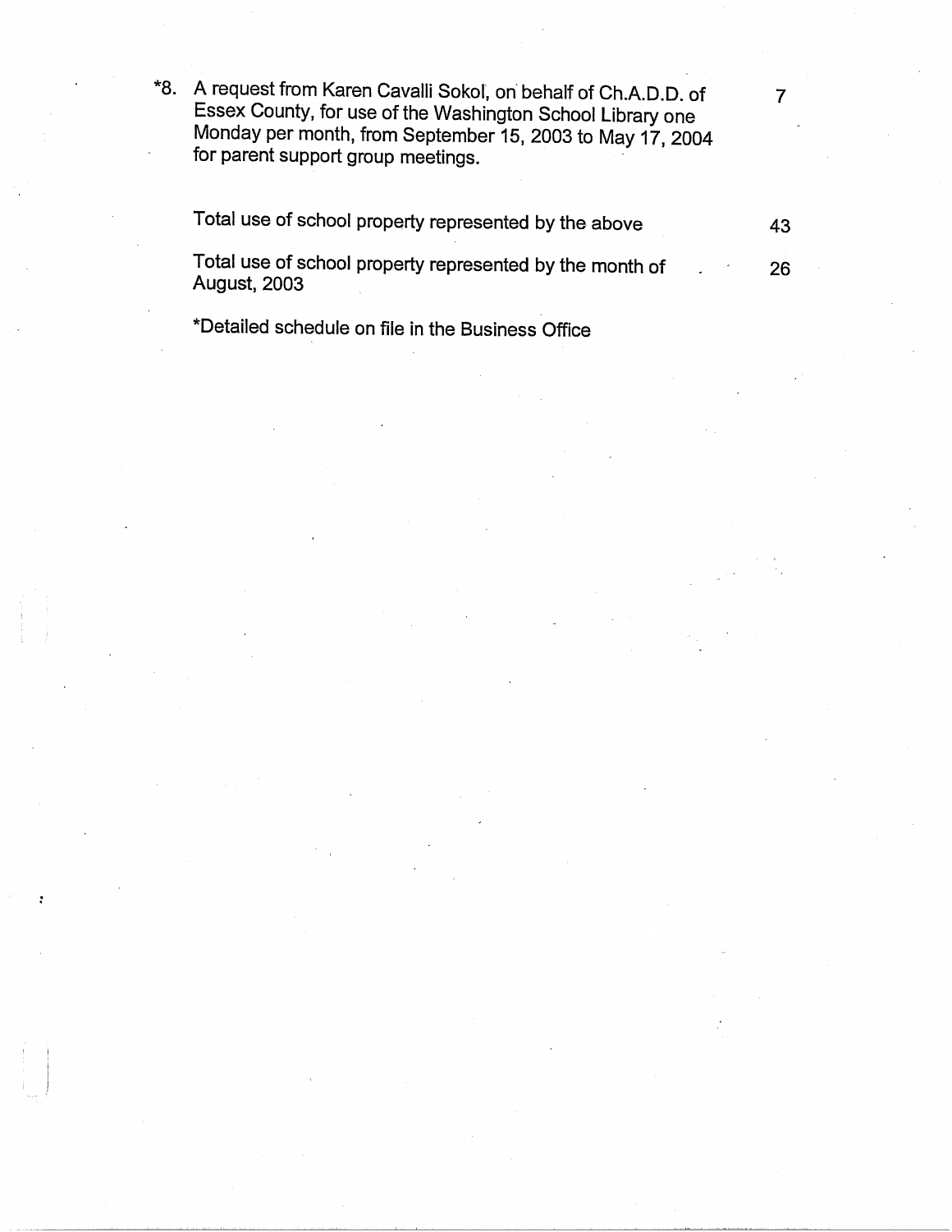| | | |
|---|---|---|
| *8. | A request from Karen Cavalli Sokol, on behalf of Ch.A.D.D. of Essex County, for use of the Washington School Library one Monday per month, from September 15, 2003 to May 17, 2004 for parent support group meetings. | 7 |
| | Total use of school property represented by the above | 43 |
| | Total use of school property represented by the month of August, 2003 | 26 |

*Detailed schedule on file in the Business Office